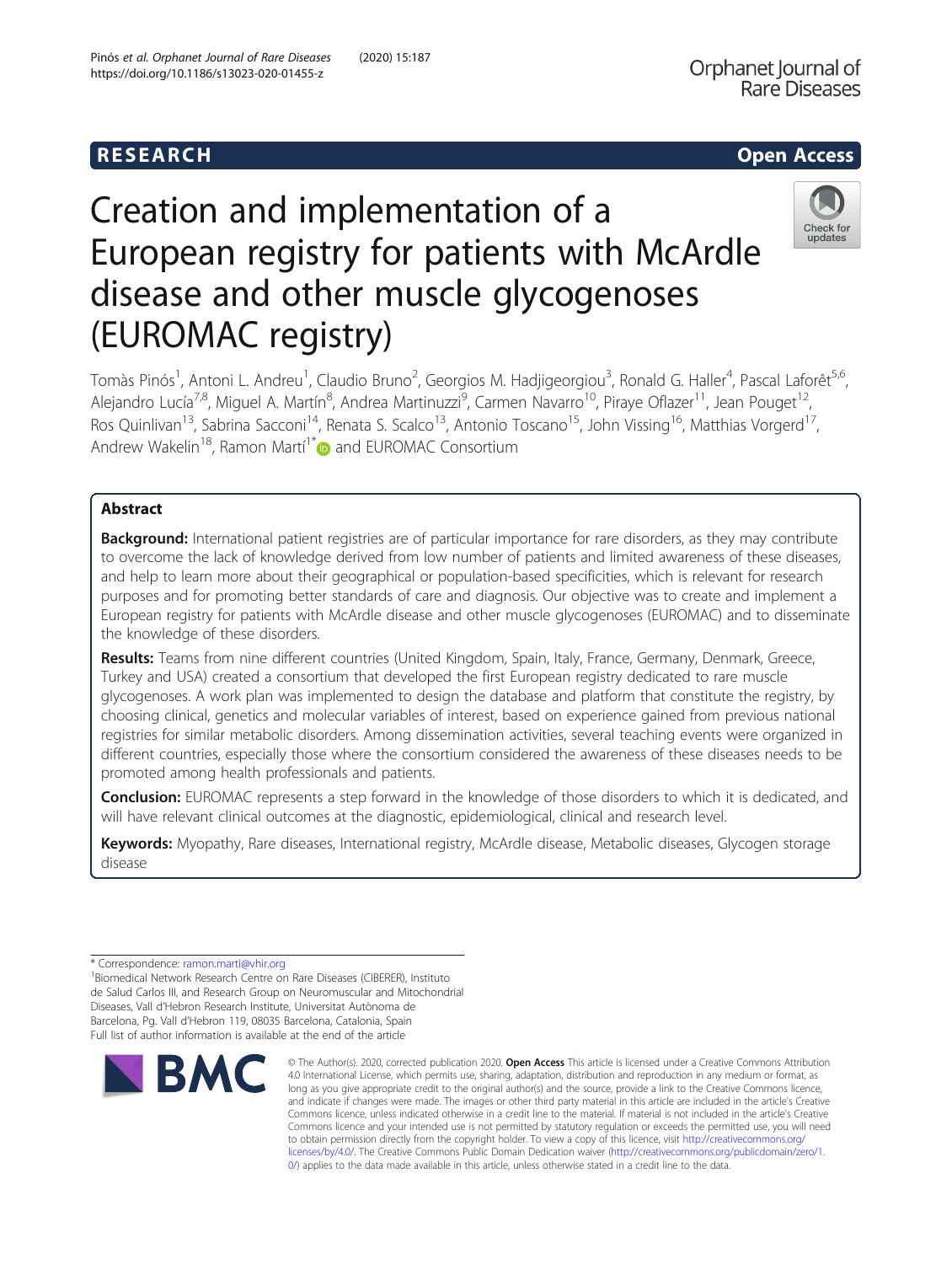RESEARCH

Open Access

# Creation and implementation of a European registry for patients with McArdle disease and other muscle glycogenoses (EUROMAC registry)

Tomàs Pinós[1], Antoni L. Andreu[1], Claudio Bruno[2], Georgios M. Hadjigeorgiou[3], Ronald G. Haller[4], Pascal Laforêt[5,6], Alejandro Lucía[7,8], Miguel A. Martín[8], Andrea Martinuzzi[9], Carmen Navarro[10], Piraye Oflazer[11], Jean Pouget[12], Ros Quinlivan[13], Sabrina Sacconi[14], Renata S. Scalco[13], Antonio Toscano[15], John Vissing[16], Matthias Vorgerd[17], Andrew Wakelin[18], Ramon Martí[1*] and EUROMAC Consortium

## Abstract

**Background:** International patient registries are of particular importance for rare disorders, as they may contribute to overcome the lack of knowledge derived from low number of patients and limited awareness of these diseases, and help to learn more about their geographical or population-based specificities, which is relevant for research purposes and for promoting better standards of care and diagnosis. Our objective was to create and implement a European registry for patients with McArdle disease and other muscle glycogenoses (EUROMAC) and to disseminate the knowledge of these disorders.

**Results:** Teams from nine different countries (United Kingdom, Spain, Italy, France, Germany, Denmark, Greece, Turkey and USA) created a consortium that developed the first European registry dedicated to rare muscle glycogenoses. A work plan was implemented to design the database and platform that constitute the registry, by choosing clinical, genetics and molecular variables of interest, based on experience gained from previous national registries for similar metabolic disorders. Among dissemination activities, several teaching events were organized in different countries, especially those where the consortium considered the awareness of these diseases needs to be promoted among health professionals and patients.

**Conclusion:** EUROMAC represents a step forward in the knowledge of those disorders to which it is dedicated, and will have relevant clinical outcomes at the diagnostic, epidemiological, clinical and research level.

**Keywords:** Myopathy, Rare diseases, International registry, McArdle disease, Metabolic diseases, Glycogen storage disease

* Correspondence: ramon.marti@vhir.org

[1]Biomedical Network Research Centre on Rare Diseases (CIBERER), Instituto de Salud Carlos III, and Research Group on Neuromuscular and Mitochondrial Diseases, Vall d'Hebron Research Institute, Universitat Autònoma de Barcelona, Pg. Vall d'Hebron 119, 08035 Barcelona, Catalonia, Spain

Full list of author information is available at the end of the article

© The Author(s). 2020, corrected publication 2020. **Open Access** This article is licensed under a Creative Commons Attribution 4.0 International License, which permits use, sharing, adaptation, distribution and reproduction in any medium or format, as long as you give appropriate credit to the original author(s) and the source, provide a link to the Creative Commons licence, and indicate if changes were made. The images or other third party material in this article are included in the article's Creative Commons licence, unless indicated otherwise in a credit line to the material. If material is not included in the article's Creative Commons licence and your intended use is not permitted by statutory regulation or exceeds the permitted use, you will need to obtain permission directly from the copyright holder. To view a copy of this licence, visit http://creativecommons.org/licenses/by/4.0/. The Creative Commons Public Domain Dedication waiver (http://creativecommons.org/publicdomain/zero/1.0/) applies to the data made available in this article, unless otherwise stated in a credit line to the data.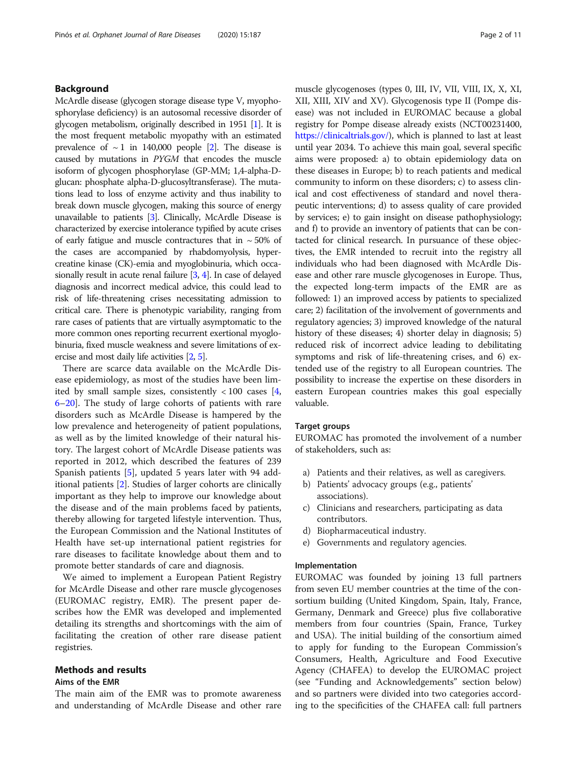## Background

McArdle disease (glycogen storage disease type V, myophosphorylase deficiency) is an autosomal recessive disorder of glycogen metabolism, originally described in 1951 [1]. It is the most frequent metabolic myopathy with an estimated prevalence of ~ 1 in 140,000 people [2]. The disease is caused by mutations in *PYGM* that encodes the muscle isoform of glycogen phosphorylase (GP-MM; 1,4-alpha-D-glucan: phosphate alpha-D-glucosyltransferase). The mutations lead to loss of enzyme activity and thus inability to break down muscle glycogen, making this source of energy unavailable to patients [3]. Clinically, McArdle Disease is characterized by exercise intolerance typified by acute crises of early fatigue and muscle contractures that in ~ 50% of the cases are accompanied by rhabdomyolysis, hyper-creatine kinase (CK)-emia and myoglobinuria, which occasionally result in acute renal failure [3, 4]. In case of delayed diagnosis and incorrect medical advice, this could lead to risk of life-threatening crises necessitating admission to critical care. There is phenotypic variability, ranging from rare cases of patients that are virtually asymptomatic to the more common ones reporting recurrent exertional myoglobinuria, fixed muscle weakness and severe limitations of exercise and most daily life activities [2, 5].

There are scarce data available on the McArdle Disease epidemiology, as most of the studies have been limited by small sample sizes, consistently < 100 cases [4, 6–20]. The study of large cohorts of patients with rare disorders such as McArdle Disease is hampered by the low prevalence and heterogeneity of patient populations, as well as by the limited knowledge of their natural history. The largest cohort of McArdle Disease patients was reported in 2012, which described the features of 239 Spanish patients [5], updated 5 years later with 94 additional patients [2]. Studies of larger cohorts are clinically important as they help to improve our knowledge about the disease and of the main problems faced by patients, thereby allowing for targeted lifestyle intervention. Thus, the European Commission and the National Institutes of Health have set-up international patient registries for rare diseases to facilitate knowledge about them and to promote better standards of care and diagnosis.

We aimed to implement a European Patient Registry for McArdle Disease and other rare muscle glycogenoses (EUROMAC registry, EMR). The present paper describes how the EMR was developed and implemented detailing its strengths and shortcomings with the aim of facilitating the creation of other rare disease patient registries.

## Methods and results

### Aims of the EMR

The main aim of the EMR was to promote awareness and understanding of McArdle Disease and other rare muscle glycogenoses (types 0, III, IV, VII, VIII, IX, X, XI, XII, XIII, XIV and XV). Glycogenosis type II (Pompe disease) was not included in EUROMAC because a global registry for Pompe disease already exists (NCT00231400, https://clinicaltrials.gov/), which is planned to last at least until year 2034. To achieve this main goal, several specific aims were proposed: a) to obtain epidemiology data on these diseases in Europe; b) to reach patients and medical community to inform on these disorders; c) to assess clinical and cost effectiveness of standard and novel therapeutic interventions; d) to assess quality of care provided by services; e) to gain insight on disease pathophysiology; and f) to provide an inventory of patients that can be contacted for clinical research. In pursuance of these objectives, the EMR intended to recruit into the registry all individuals who had been diagnosed with McArdle Disease and other rare muscle glycogenoses in Europe. Thus, the expected long-term impacts of the EMR are as followed: 1) an improved access by patients to specialized care; 2) facilitation of the involvement of governments and regulatory agencies; 3) improved knowledge of the natural history of these diseases; 4) shorter delay in diagnosis; 5) reduced risk of incorrect advice leading to debilitating symptoms and risk of life-threatening crises, and 6) extended use of the registry to all European countries. The possibility to increase the expertise on these disorders in eastern European countries makes this goal especially valuable.

### Target groups

EUROMAC has promoted the involvement of a number of stakeholders, such as:

a) Patients and their relatives, as well as caregivers.
b) Patients' advocacy groups (e.g., patients' associations).
c) Clinicians and researchers, participating as data contributors.
d) Biopharmaceutical industry.
e) Governments and regulatory agencies.

### Implementation

EUROMAC was founded by joining 13 full partners from seven EU member countries at the time of the consortium building (United Kingdom, Spain, Italy, France, Germany, Denmark and Greece) plus five collaborative members from four countries (Spain, France, Turkey and USA). The initial building of the consortium aimed to apply for funding to the European Commission's Consumers, Health, Agriculture and Food Executive Agency (CHAFEA) to develop the EUROMAC project (see "Funding and Acknowledgements" section below) and so partners were divided into two categories according to the specificities of the CHAFEA call: full partners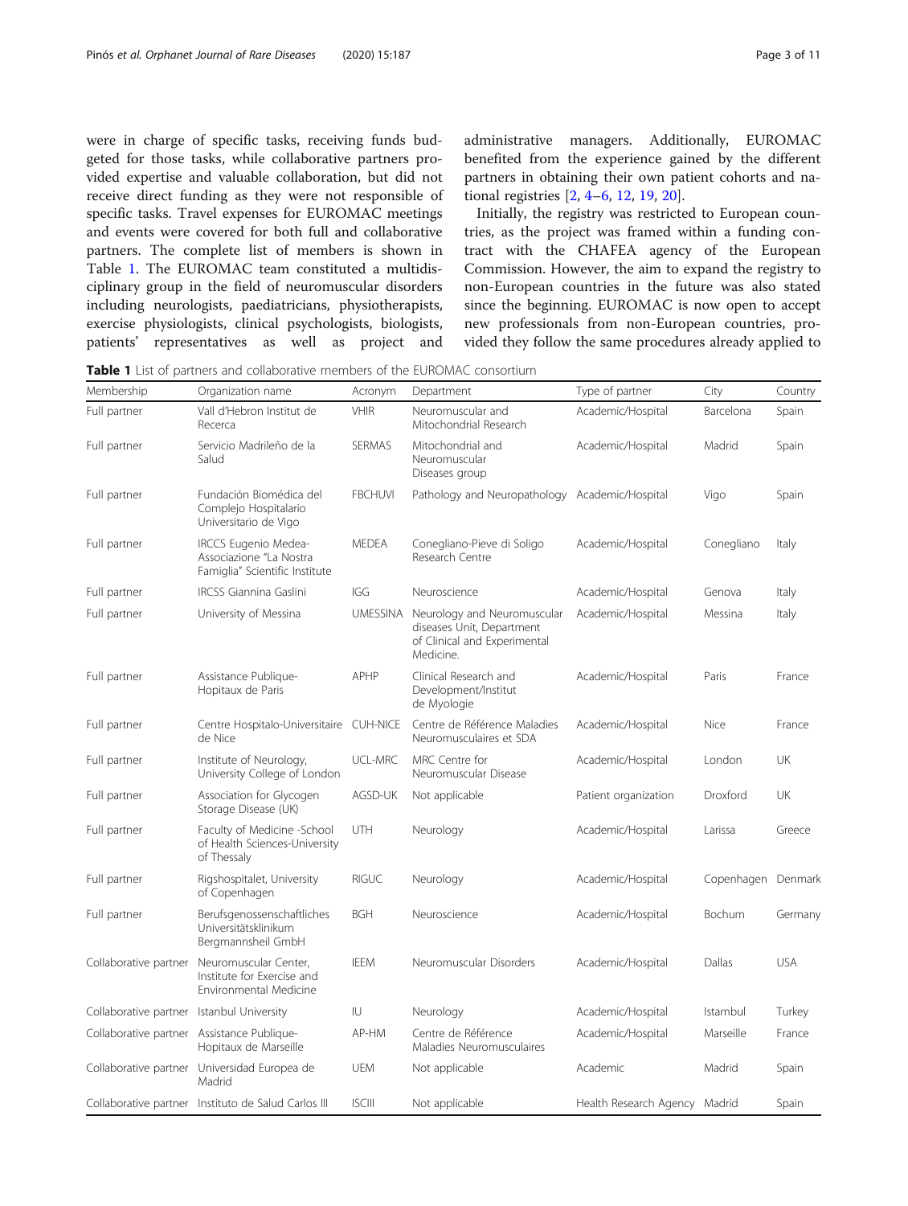were in charge of specific tasks, receiving funds budgeted for those tasks, while collaborative partners provided expertise and valuable collaboration, but did not receive direct funding as they were not responsible of specific tasks. Travel expenses for EUROMAC meetings and events were covered for both full and collaborative partners. The complete list of members is shown in Table 1. The EUROMAC team constituted a multidisciplinary group in the field of neuromuscular disorders including neurologists, paediatricians, physiotherapists, exercise physiologists, clinical psychologists, biologists, patients' representatives as well as project and administrative managers. Additionally, EUROMAC benefited from the experience gained by the different partners in obtaining their own patient cohorts and national registries [2, 4–6, 12, 19, 20].

Initially, the registry was restricted to European countries, as the project was framed within a funding contract with the CHAFEA agency of the European Commission. However, the aim to expand the registry to non-European countries in the future was also stated since the beginning. EUROMAC is now open to accept new professionals from non-European countries, provided they follow the same procedures already applied to

**Table 1** List of partners and collaborative members of the EUROMAC consortium

| Membership | Organization name | Acronym | Department | Type of partner | City | Country |
|---|---|---|---|---|---|---|
| Full partner | Vall d'Hebron Institut de Recerca | VHIR | Neuromuscular and Mitochondrial Research | Academic/Hospital | Barcelona | Spain |
| Full partner | Servicio Madrileño de la Salud | SERMAS | Mitochondrial and Neuromuscular Diseases group | Academic/Hospital | Madrid | Spain |
| Full partner | Fundación Biomédica del Complejo Hospitalario Universitario de Vigo | FBCHUVI | Pathology and Neuropathology | Academic/Hospital | Vigo | Spain |
| Full partner | IRCCS Eugenio Medea- Associazione "La Nostra Famiglia" Scientific Institute | MEDEA | Conegliano-Pieve di Soligo Research Centre | Academic/Hospital | Conegliano | Italy |
| Full partner | IRCSS Giannina Gaslini | IGG | Neuroscience | Academic/Hospital | Genova | Italy |
| Full partner | University of Messina | UMESSINA | Neurology and Neuromuscular diseases Unit, Department of Clinical and Experimental Medicine. | Academic/Hospital | Messina | Italy |
| Full partner | Assistance Publique-Hopitaux de Paris | APHP | Clinical Research and Development/Institut de Myologie | Academic/Hospital | Paris | France |
| Full partner | Centre Hospitalo-Universitaire de Nice | CUH-NICE | Centre de Référence Maladies Neuromusculaires et SDA | Academic/Hospital | Nice | France |
| Full partner | Institute of Neurology, University College of London | UCL-MRC | MRC Centre for Neuromuscular Disease | Academic/Hospital | London | UK |
| Full partner | Association for Glycogen Storage Disease (UK) | AGSD-UK | Not applicable | Patient organization | Droxford | UK |
| Full partner | Faculty of Medicine -School of Health Sciences-University of Thessaly | UTH | Neurology | Academic/Hospital | Larissa | Greece |
| Full partner | Rigshospitalet, University of Copenhagen | RIGUC | Neurology | Academic/Hospital | Copenhagen | Denmark |
| Full partner | Berufsgenossenschaftliches Universitätsklinikum Bergmannsheil GmbH | BGH | Neuroscience | Academic/Hospital | Bochum | Germany |
| Collaborative partner | Neuromuscular Center, Institute for Exercise and Environmental Medicine | IEEM | Neuromuscular Disorders | Academic/Hospital | Dallas | USA |
| Collaborative partner | Istanbul University | IU | Neurology | Academic/Hospital | Istambul | Turkey |
| Collaborative partner | Assistance Publique-Hopitaux de Marseille | AP-HM | Centre de Référence Maladies Neuromusculaires | Academic/Hospital | Marseille | France |
| Collaborative partner | Universidad Europea de Madrid | UEM | Not applicable | Academic | Madrid | Spain |
| Collaborative partner | Instituto de Salud Carlos III | ISCIII | Not applicable | Health Research Agency | Madrid | Spain |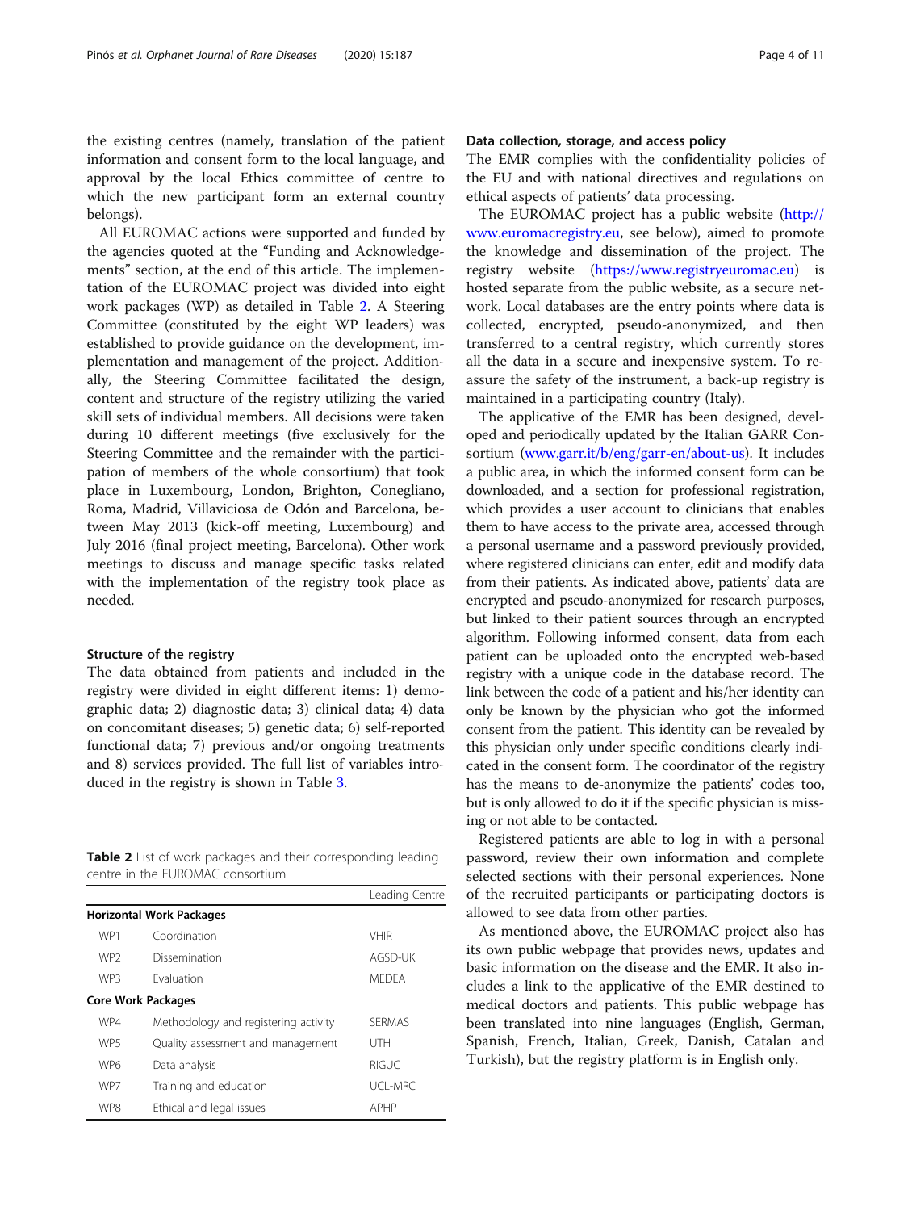the existing centres (namely, translation of the patient information and consent form to the local language, and approval by the local Ethics committee of centre to which the new participant form an external country belongs).

All EUROMAC actions were supported and funded by the agencies quoted at the "Funding and Acknowledgements" section, at the end of this article. The implementation of the EUROMAC project was divided into eight work packages (WP) as detailed in Table 2. A Steering Committee (constituted by the eight WP leaders) was established to provide guidance on the development, implementation and management of the project. Additionally, the Steering Committee facilitated the design, content and structure of the registry utilizing the varied skill sets of individual members. All decisions were taken during 10 different meetings (five exclusively for the Steering Committee and the remainder with the participation of members of the whole consortium) that took place in Luxembourg, London, Brighton, Conegliano, Roma, Madrid, Villaviciosa de Odón and Barcelona, between May 2013 (kick-off meeting, Luxembourg) and July 2016 (final project meeting, Barcelona). Other work meetings to discuss and manage specific tasks related with the implementation of the registry took place as needed.

### Structure of the registry

The data obtained from patients and included in the registry were divided in eight different items: 1) demographic data; 2) diagnostic data; 3) clinical data; 4) data on concomitant diseases; 5) genetic data; 6) self-reported functional data; 7) previous and/or ongoing treatments and 8) services provided. The full list of variables introduced in the registry is shown in Table 3.

**Table 2** List of work packages and their corresponding leading centre in the EUROMAC consortium

| | | Leading Centre |
|---|---|---|
| **Horizontal Work Packages** | | |
| WP1 | Coordination | VHIR |
| WP2 | Dissemination | AGSD-UK |
| WP3 | Evaluation | MEDEA |
| **Core Work Packages** | | |
| WP4 | Methodology and registering activity | SERMAS |
| WP5 | Quality assessment and management | UTH |
| WP6 | Data analysis | RIGUC |
| WP7 | Training and education | UCL-MRC |
| WP8 | Ethical and legal issues | APHP |

### Data collection, storage, and access policy

The EMR complies with the confidentiality policies of the EU and with national directives and regulations on ethical aspects of patients' data processing.

The EUROMAC project has a public website (http://www.euromacregistry.eu, see below), aimed to promote the knowledge and dissemination of the project. The registry website (https://www.registryeuromac.eu) is hosted separate from the public website, as a secure network. Local databases are the entry points where data is collected, encrypted, pseudo-anonymized, and then transferred to a central registry, which currently stores all the data in a secure and inexpensive system. To reassure the safety of the instrument, a back-up registry is maintained in a participating country (Italy).

The applicative of the EMR has been designed, developed and periodically updated by the Italian GARR Consortium (www.garr.it/b/eng/garr-en/about-us). It includes a public area, in which the informed consent form can be downloaded, and a section for professional registration, which provides a user account to clinicians that enables them to have access to the private area, accessed through a personal username and a password previously provided, where registered clinicians can enter, edit and modify data from their patients. As indicated above, patients' data are encrypted and pseudo-anonymized for research purposes, but linked to their patient sources through an encrypted algorithm. Following informed consent, data from each patient can be uploaded onto the encrypted web-based registry with a unique code in the database record. The link between the code of a patient and his/her identity can only be known by the physician who got the informed consent from the patient. This identity can be revealed by this physician only under specific conditions clearly indicated in the consent form. The coordinator of the registry has the means to de-anonymize the patients' codes too, but is only allowed to do it if the specific physician is missing or not able to be contacted.

Registered patients are able to log in with a personal password, review their own information and complete selected sections with their personal experiences. None of the recruited participants or participating doctors is allowed to see data from other parties.

As mentioned above, the EUROMAC project also has its own public webpage that provides news, updates and basic information on the disease and the EMR. It also includes a link to the applicative of the EMR destined to medical doctors and patients. This public webpage has been translated into nine languages (English, German, Spanish, French, Italian, Greek, Danish, Catalan and Turkish), but the registry platform is in English only.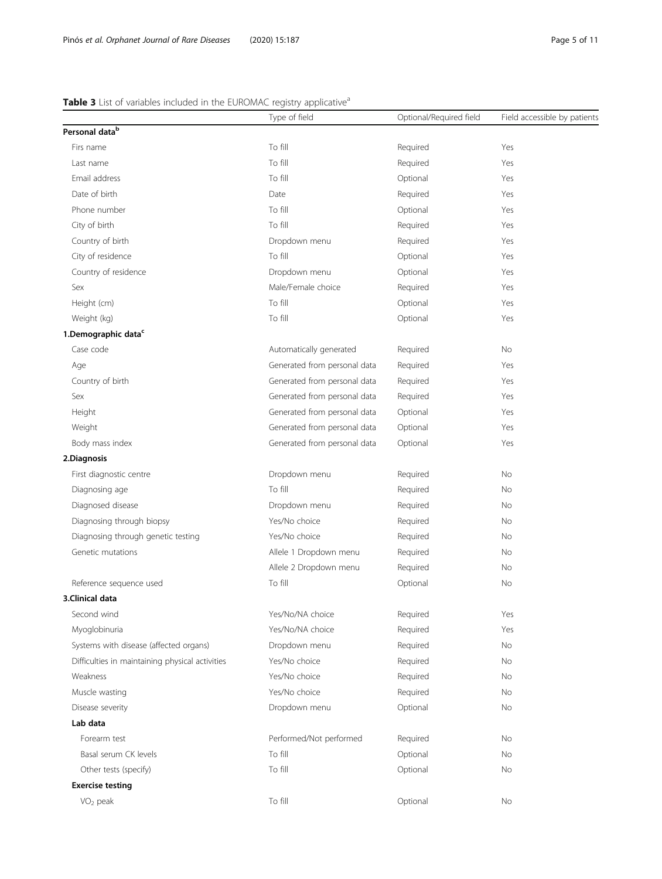**Table 3** List of variables included in the EUROMAC registry applicative[a]

| | Type of field | Optional/Required field | Field accessible by patients |
|---|---|---|---|
| **Personal data[b]** | | | |
| Firs name | To fill | Required | Yes |
| Last name | To fill | Required | Yes |
| Email address | To fill | Optional | Yes |
| Date of birth | Date | Required | Yes |
| Phone number | To fill | Optional | Yes |
| City of birth | To fill | Required | Yes |
| Country of birth | Dropdown menu | Required | Yes |
| City of residence | To fill | Optional | Yes |
| Country of residence | Dropdown menu | Optional | Yes |
| Sex | Male/Female choice | Required | Yes |
| Height (cm) | To fill | Optional | Yes |
| Weight (kg) | To fill | Optional | Yes |
| **1.Demographic data[c]** | | | |
| Case code | Automatically generated | Required | No |
| Age | Generated from personal data | Required | Yes |
| Country of birth | Generated from personal data | Required | Yes |
| Sex | Generated from personal data | Required | Yes |
| Height | Generated from personal data | Optional | Yes |
| Weight | Generated from personal data | Optional | Yes |
| Body mass index | Generated from personal data | Optional | Yes |
| **2.Diagnosis** | | | |
| First diagnostic centre | Dropdown menu | Required | No |
| Diagnosing age | To fill | Required | No |
| Diagnosed disease | Dropdown menu | Required | No |
| Diagnosing through biopsy | Yes/No choice | Required | No |
| Diagnosing through genetic testing | Yes/No choice | Required | No |
| Genetic mutations | Allele 1 Dropdown menu | Required | No |
| | Allele 2 Dropdown menu | Required | No |
| Reference sequence used | To fill | Optional | No |
| **3.Clinical data** | | | |
| Second wind | Yes/No/NA choice | Required | Yes |
| Myoglobinuria | Yes/No/NA choice | Required | Yes |
| Systems with disease (affected organs) | Dropdown menu | Required | No |
| Difficulties in maintaining physical activities | Yes/No choice | Required | No |
| Weakness | Yes/No choice | Required | No |
| Muscle wasting | Yes/No choice | Required | No |
| Disease severity | Dropdown menu | Optional | No |
| **Lab data** | | | |
| Forearm test | Performed/Not performed | Required | No |
| Basal serum CK levels | To fill | Optional | No |
| Other tests (specify) | To fill | Optional | No |
| **Exercise testing** | | | |
| $VO_2$ peak | To fill | Optional | No |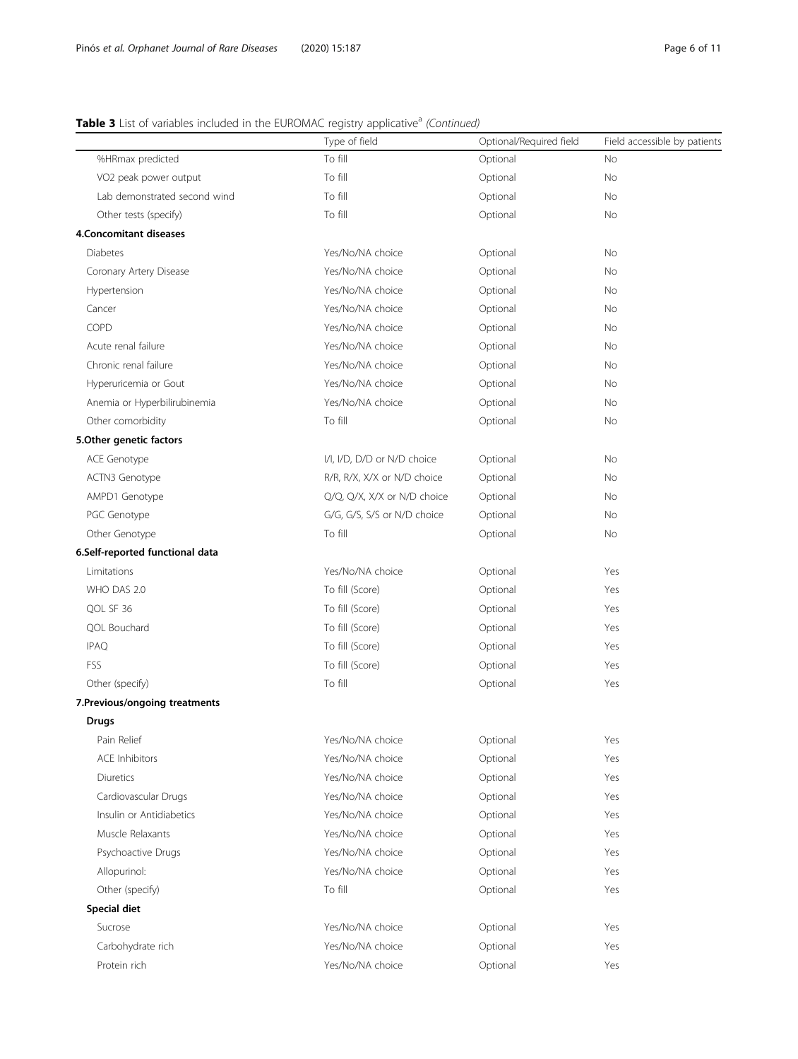**Table 3** List of variables included in the EUROMAC registry applicative[a] *(Continued)*

| | Type of field | Optional/Required field | Field accessible by patients |
|---|---|---|---|
| %HRmax predicted | To fill | Optional | No |
| VO2 peak power output | To fill | Optional | No |
| Lab demonstrated second wind | To fill | Optional | No |
| Other tests (specify) | To fill | Optional | No |
| **4.Concomitant diseases** | | | |
| Diabetes | Yes/No/NA choice | Optional | No |
| Coronary Artery Disease | Yes/No/NA choice | Optional | No |
| Hypertension | Yes/No/NA choice | Optional | No |
| Cancer | Yes/No/NA choice | Optional | No |
| COPD | Yes/No/NA choice | Optional | No |
| Acute renal failure | Yes/No/NA choice | Optional | No |
| Chronic renal failure | Yes/No/NA choice | Optional | No |
| Hyperuricemia or Gout | Yes/No/NA choice | Optional | No |
| Anemia or Hyperbilirubinemia | Yes/No/NA choice | Optional | No |
| Other comorbidity | To fill | Optional | No |
| **5.Other genetic factors** | | | |
| ACE Genotype | I/I, I/D, D/D or N/D choice | Optional | No |
| ACTN3 Genotype | R/R, R/X, X/X or N/D choice | Optional | No |
| AMPD1 Genotype | Q/Q, Q/X, X/X or N/D choice | Optional | No |
| PGC Genotype | G/G, G/S, S/S or N/D choice | Optional | No |
| Other Genotype | To fill | Optional | No |
| **6.Self-reported functional data** | | | |
| Limitations | Yes/No/NA choice | Optional | Yes |
| WHO DAS 2.0 | To fill (Score) | Optional | Yes |
| QOL SF 36 | To fill (Score) | Optional | Yes |
| QOL Bouchard | To fill (Score) | Optional | Yes |
| IPAQ | To fill (Score) | Optional | Yes |
| FSS | To fill (Score) | Optional | Yes |
| Other (specify) | To fill | Optional | Yes |
| **7.Previous/ongoing treatments** | | | |
| **Drugs** | | | |
| Pain Relief | Yes/No/NA choice | Optional | Yes |
| ACE Inhibitors | Yes/No/NA choice | Optional | Yes |
| Diuretics | Yes/No/NA choice | Optional | Yes |
| Cardiovascular Drugs | Yes/No/NA choice | Optional | Yes |
| Insulin or Antidiabetics | Yes/No/NA choice | Optional | Yes |
| Muscle Relaxants | Yes/No/NA choice | Optional | Yes |
| Psychoactive Drugs | Yes/No/NA choice | Optional | Yes |
| Allopurinol: | Yes/No/NA choice | Optional | Yes |
| Other (specify) | To fill | Optional | Yes |
| **Special diet** | | | |
| Sucrose | Yes/No/NA choice | Optional | Yes |
| Carbohydrate rich | Yes/No/NA choice | Optional | Yes |
| Protein rich | Yes/No/NA choice | Optional | Yes |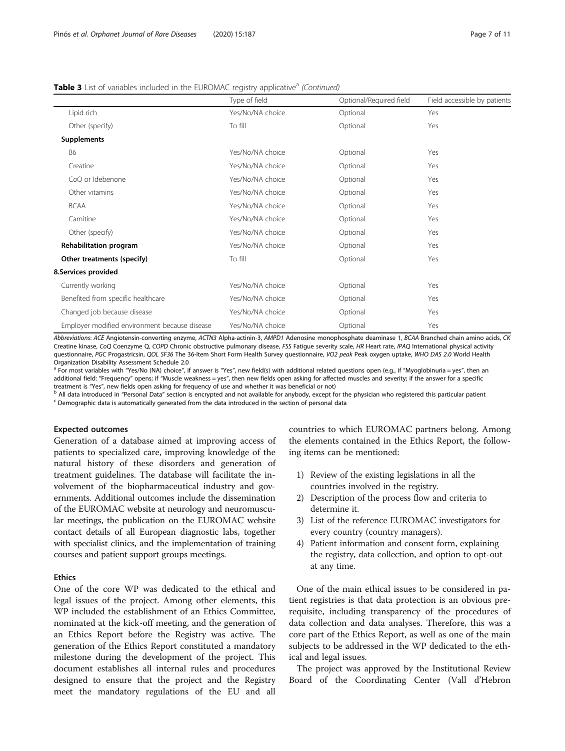**Table 3** List of variables included in the EUROMAC registry applicative[a] *(Continued)*

| | Type of field | Optional/Required field | Field accessible by patients |
|---|---|---|---|
| Lipid rich | Yes/No/NA choice | Optional | Yes |
| Other (specify) | To fill | Optional | Yes |
| **Supplements** | | | |
| B6 | Yes/No/NA choice | Optional | Yes |
| Creatine | Yes/No/NA choice | Optional | Yes |
| CoQ or Idebenone | Yes/No/NA choice | Optional | Yes |
| Other vitamins | Yes/No/NA choice | Optional | Yes |
| BCAA | Yes/No/NA choice | Optional | Yes |
| Carnitine | Yes/No/NA choice | Optional | Yes |
| Other (specify) | Yes/No/NA choice | Optional | Yes |
| **Rehabilitation program** | Yes/No/NA choice | Optional | Yes |
| **Other treatments (specify)** | To fill | Optional | Yes |
| **8.Services provided** | | | |
| Currently working | Yes/No/NA choice | Optional | Yes |
| Benefited from specific healthcare | Yes/No/NA choice | Optional | Yes |
| Changed job because disease | Yes/No/NA choice | Optional | Yes |
| Employer modified environment because disease | Yes/No/NA choice | Optional | Yes |

*Abbreviations*: *ACE* Angiotensin-converting enzyme, *ACTN3* Alpha-actinin-3, *AMPD1* Adenosine monophosphate deaminase 1, *BCAA* Branched chain amino acids, *CK* Creatine kinase, *CoQ* Coenzyme Q, *COPD* Chronic obstructive pulmonary disease, *FSS* Fatigue severity scale, *HR* Heart rate, *IPAQ* International physical activity questionnaire, *PGC* Progastricsin, *QOL SF36* The 36-Item Short Form Health Survey questionnaire, *VO2 peak* Peak oxygen uptake, *WHO DAS 2.0* World Health Organization Disability Assessment Schedule 2.0

[a] For most variables with "Yes/No (NA) choice", if answer is "Yes", new field(s) with additional related questions open (e.g., if "Myoglobinuria = yes", then an additional field: "Frequency" opens; if "Muscle weakness = yes", then new fields open asking for affected muscles and severity; if the answer for a specific treatment is "Yes", new fields open asking for frequency of use and whether it was beneficial or not)

[b] All data introduced in "Personal Data" section is encrypted and not available for anybody, except for the physician who registered this particular patient

[c] Demographic data is automatically generated from the data introduced in the section of personal data

### Expected outcomes

Generation of a database aimed at improving access of patients to specialized care, improving knowledge of the natural history of these disorders and generation of treatment guidelines. The database will facilitate the involvement of the biopharmaceutical industry and governments. Additional outcomes include the dissemination of the EUROMAC website at neurology and neuromuscular meetings, the publication on the EUROMAC website contact details of all European diagnostic labs, together with specialist clinics, and the implementation of training courses and patient support groups meetings.

### Ethics

One of the core WP was dedicated to the ethical and legal issues of the project. Among other elements, this WP included the establishment of an Ethics Committee, nominated at the kick-off meeting, and the generation of an Ethics Report before the Registry was active. The generation of the Ethics Report constituted a mandatory milestone during the development of the project. This document establishes all internal rules and procedures designed to ensure that the project and the Registry meet the mandatory regulations of the EU and all countries to which EUROMAC partners belong. Among the elements contained in the Ethics Report, the following items can be mentioned:

1) Review of the existing legislations in all the countries involved in the registry.
2) Description of the process flow and criteria to determine it.
3) List of the reference EUROMAC investigators for every country (country managers).
4) Patient information and consent form, explaining the registry, data collection, and option to opt-out at any time.

One of the main ethical issues to be considered in patient registries is that data protection is an obvious prerequisite, including transparency of the procedures of data collection and data analyses. Therefore, this was a core part of the Ethics Report, as well as one of the main subjects to be addressed in the WP dedicated to the ethical and legal issues.

The project was approved by the Institutional Review Board of the Coordinating Center (Vall d'Hebron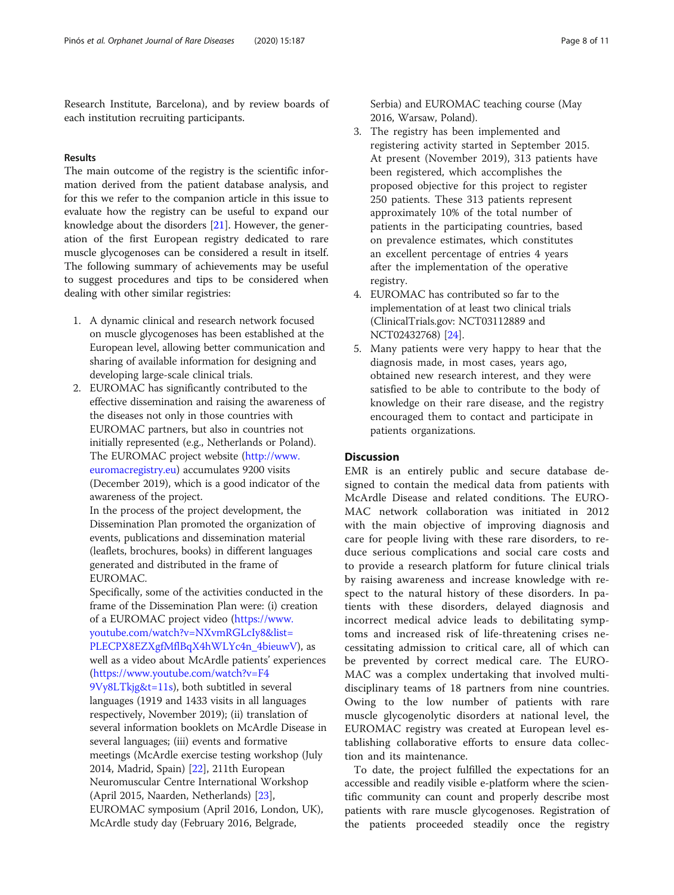Research Institute, Barcelona), and by review boards of each institution recruiting participants.

## Results

The main outcome of the registry is the scientific information derived from the patient database analysis, and for this we refer to the companion article in this issue to evaluate how the registry can be useful to expand our knowledge about the disorders [21]. However, the generation of the first European registry dedicated to rare muscle glycogenoses can be considered a result in itself. The following summary of achievements may be useful to suggest procedures and tips to be considered when dealing with other similar registries:

1. A dynamic clinical and research network focused on muscle glycogenoses has been established at the European level, allowing better communication and sharing of available information for designing and developing large-scale clinical trials.
2. EUROMAC has significantly contributed to the effective dissemination and raising the awareness of the diseases not only in those countries with EUROMAC partners, but also in countries not initially represented (e.g., Netherlands or Poland). The EUROMAC project website (http://www.euromacregistry.eu) accumulates 9200 visits (December 2019), which is a good indicator of the awareness of the project.

   In the process of the project development, the Dissemination Plan promoted the organization of events, publications and dissemination material (leaflets, brochures, books) in different languages generated and distributed in the frame of EUROMAC.

   Specifically, some of the activities conducted in the frame of the Dissemination Plan were: (i) creation of a EUROMAC project video (https://www.youtube.com/watch?v=NXvmRGLcIy8&list=PLECPX8EZXgfMflBqX4hWLYc4n_4bieuwV), as well as a video about McArdle patients' experiences (https://www.youtube.com/watch?v=F49Vy8LTkjg&t=11s), both subtitled in several languages (1919 and 1433 visits in all languages respectively, November 2019); (ii) translation of several information booklets on McArdle Disease in several languages; (iii) events and formative meetings (McArdle exercise testing workshop (July 2014, Madrid, Spain) [22], 211th European Neuromuscular Centre International Workshop (April 2015, Naarden, Netherlands) [23], EUROMAC symposium (April 2016, London, UK), McArdle study day (February 2016, Belgrade, Serbia) and EUROMAC teaching course (May 2016, Warsaw, Poland).
3. The registry has been implemented and registering activity started in September 2015. At present (November 2019), 313 patients have been registered, which accomplishes the proposed objective for this project to register 250 patients. These 313 patients represent approximately 10% of the total number of patients in the participating countries, based on prevalence estimates, which constitutes an excellent percentage of entries 4 years after the implementation of the operative registry.
4. EUROMAC has contributed so far to the implementation of at least two clinical trials (ClinicalTrials.gov: NCT03112889 and NCT02432768) [24].
5. Many patients were very happy to hear that the diagnosis made, in most cases, years ago, obtained new research interest, and they were satisfied to be able to contribute to the body of knowledge on their rare disease, and the registry encouraged them to contact and participate in patients organizations.

## Discussion

EMR is an entirely public and secure database designed to contain the medical data from patients with McArdle Disease and related conditions. The EUROMAC network collaboration was initiated in 2012 with the main objective of improving diagnosis and care for people living with these rare disorders, to reduce serious complications and social care costs and to provide a research platform for future clinical trials by raising awareness and increase knowledge with respect to the natural history of these disorders. In patients with these disorders, delayed diagnosis and incorrect medical advice leads to debilitating symptoms and increased risk of life-threatening crises necessitating admission to critical care, all of which can be prevented by correct medical care. The EUROMAC was a complex undertaking that involved multidisciplinary teams of 18 partners from nine countries. Owing to the low number of patients with rare muscle glycogenolytic disorders at national level, the EUROMAC registry was created at European level establishing collaborative efforts to ensure data collection and its maintenance.

To date, the project fulfilled the expectations for an accessible and readily visible e-platform where the scientific community can count and properly describe most patients with rare muscle glycogenoses. Registration of the patients proceeded steadily once the registry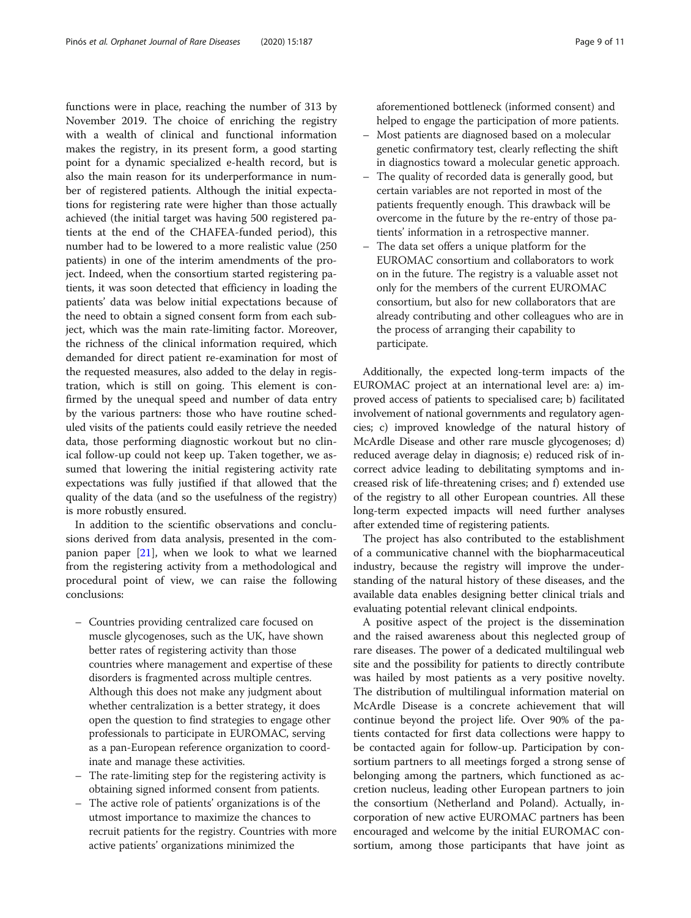functions were in place, reaching the number of 313 by November 2019. The choice of enriching the registry with a wealth of clinical and functional information makes the registry, in its present form, a good starting point for a dynamic specialized e-health record, but is also the main reason for its underperformance in number of registered patients. Although the initial expectations for registering rate were higher than those actually achieved (the initial target was having 500 registered patients at the end of the CHAFEA-funded period), this number had to be lowered to a more realistic value (250 patients) in one of the interim amendments of the project. Indeed, when the consortium started registering patients, it was soon detected that efficiency in loading the patients' data was below initial expectations because of the need to obtain a signed consent form from each subject, which was the main rate-limiting factor. Moreover, the richness of the clinical information required, which demanded for direct patient re-examination for most of the requested measures, also added to the delay in registration, which is still on going. This element is confirmed by the unequal speed and number of data entry by the various partners: those who have routine scheduled visits of the patients could easily retrieve the needed data, those performing diagnostic workout but no clinical follow-up could not keep up. Taken together, we assumed that lowering the initial registering activity rate expectations was fully justified if that allowed that the quality of the data (and so the usefulness of the registry) is more robustly ensured.

In addition to the scientific observations and conclusions derived from data analysis, presented in the companion paper [21], when we look to what we learned from the registering activity from a methodological and procedural point of view, we can raise the following conclusions:

- Countries providing centralized care focused on muscle glycogenoses, such as the UK, have shown better rates of registering activity than those countries where management and expertise of these disorders is fragmented across multiple centres. Although this does not make any judgment about whether centralization is a better strategy, it does open the question to find strategies to engage other professionals to participate in EUROMAC, serving as a pan-European reference organization to coordinate and manage these activities.
- The rate-limiting step for the registering activity is obtaining signed informed consent from patients.
- The active role of patients' organizations is of the utmost importance to maximize the chances to recruit patients for the registry. Countries with more active patients' organizations minimized the aforementioned bottleneck (informed consent) and helped to engage the participation of more patients.
- Most patients are diagnosed based on a molecular genetic confirmatory test, clearly reflecting the shift in diagnostics toward a molecular genetic approach.
- The quality of recorded data is generally good, but certain variables are not reported in most of the patients frequently enough. This drawback will be overcome in the future by the re-entry of those patients' information in a retrospective manner.
- The data set offers a unique platform for the EUROMAC consortium and collaborators to work on in the future. The registry is a valuable asset not only for the members of the current EUROMAC consortium, but also for new collaborators that are already contributing and other colleagues who are in the process of arranging their capability to participate.

Additionally, the expected long-term impacts of the EUROMAC project at an international level are: a) improved access of patients to specialised care; b) facilitated involvement of national governments and regulatory agencies; c) improved knowledge of the natural history of McArdle Disease and other rare muscle glycogenoses; d) reduced average delay in diagnosis; e) reduced risk of incorrect advice leading to debilitating symptoms and increased risk of life-threatening crises; and f) extended use of the registry to all other European countries. All these long-term expected impacts will need further analyses after extended time of registering patients.

The project has also contributed to the establishment of a communicative channel with the biopharmaceutical industry, because the registry will improve the understanding of the natural history of these diseases, and the available data enables designing better clinical trials and evaluating potential relevant clinical endpoints.

A positive aspect of the project is the dissemination and the raised awareness about this neglected group of rare diseases. The power of a dedicated multilingual web site and the possibility for patients to directly contribute was hailed by most patients as a very positive novelty. The distribution of multilingual information material on McArdle Disease is a concrete achievement that will continue beyond the project life. Over 90% of the patients contacted for first data collections were happy to be contacted again for follow-up. Participation by consortium partners to all meetings forged a strong sense of belonging among the partners, which functioned as accretion nucleus, leading other European partners to join the consortium (Netherland and Poland). Actually, incorporation of new active EUROMAC partners has been encouraged and welcome by the initial EUROMAC consortium, among those participants that have joint as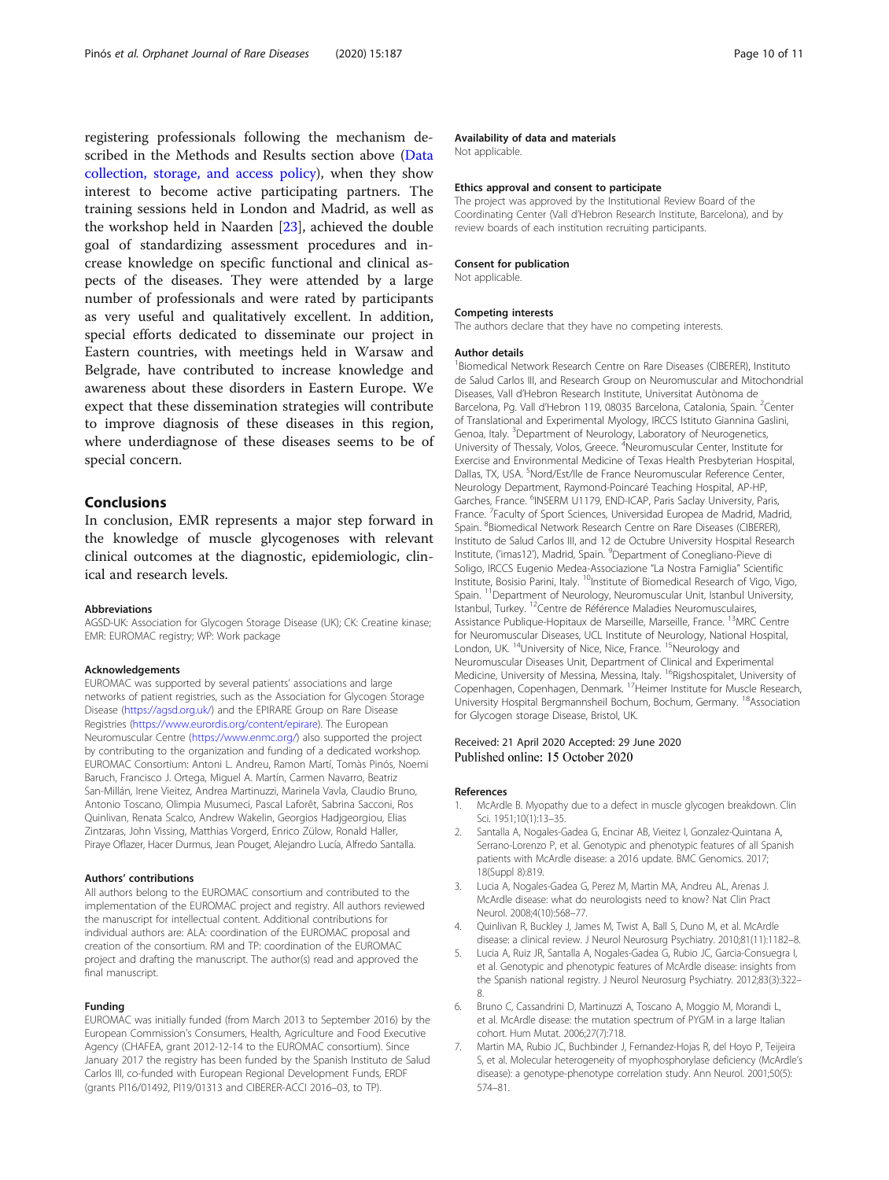registering professionals following the mechanism described in the Methods and Results section above (Data collection, storage, and access policy), when they show interest to become active participating partners. The training sessions held in London and Madrid, as well as the workshop held in Naarden [23], achieved the double goal of standardizing assessment procedures and increase knowledge on specific functional and clinical aspects of the diseases. They were attended by a large number of professionals and were rated by participants as very useful and qualitatively excellent. In addition, special efforts dedicated to disseminate our project in Eastern countries, with meetings held in Warsaw and Belgrade, have contributed to increase knowledge and awareness about these disorders in Eastern Europe. We expect that these dissemination strategies will contribute to improve diagnosis of these diseases in this region, where underdiagnose of these diseases seems to be of special concern.

## Conclusions

In conclusion, EMR represents a major step forward in the knowledge of muscle glycogenoses with relevant clinical outcomes at the diagnostic, epidemiologic, clinical and research levels.

#### Abbreviations

AGSD-UK: Association for Glycogen Storage Disease (UK); CK: Creatine kinase; EMR: EUROMAC registry; WP: Work package

#### Acknowledgements

EUROMAC was supported by several patients' associations and large networks of patient registries, such as the Association for Glycogen Storage Disease (https://agsd.org.uk/) and the EPIRARE Group on Rare Disease Registries (https://www.eurordis.org/content/epirare). The European Neuromuscular Centre (https://www.enmc.org/) also supported the project by contributing to the organization and funding of a dedicated workshop. EUROMAC Consortium: Antoni L. Andreu, Ramon Martí, Tomàs Pinós, Noemi Baruch, Francisco J. Ortega, Miguel A. Martín, Carmen Navarro, Beatriz San-Millán, Irene Vieitez, Andrea Martinuzzi, Marinela Vavla, Claudio Bruno, Antonio Toscano, Olimpia Musumeci, Pascal Laforêt, Sabrina Sacconi, Ros Quinlivan, Renata Scalco, Andrew Wakelin, Georgios Hadjgeorgiou, Elias Zintzaras, John Vissing, Matthias Vorgerd, Enrico Zülow, Ronald Haller, Piraye Oflazer, Hacer Durmus, Jean Pouget, Alejandro Lucía, Alfredo Santalla.

#### Authors' contributions

All authors belong to the EUROMAC consortium and contributed to the implementation of the EUROMAC project and registry. All authors reviewed the manuscript for intellectual content. Additional contributions for individual authors are: ALA: coordination of the EUROMAC proposal and creation of the consortium. RM and TP: coordination of the EUROMAC project and drafting the manuscript. The author(s) read and approved the final manuscript.

#### Funding

EUROMAC was initially funded (from March 2013 to September 2016) by the European Commission's Consumers, Health, Agriculture and Food Executive Agency (CHAFEA, grant 2012-12-14 to the EUROMAC consortium). Since January 2017 the registry has been funded by the Spanish Instituto de Salud Carlos III, co-funded with European Regional Development Funds, ERDF (grants PI16/01492, PI19/01313 and CIBERER-ACCI 2016–03, to TP).

#### Availability of data and materials

Not applicable.

#### Ethics approval and consent to participate

The project was approved by the Institutional Review Board of the Coordinating Center (Vall d'Hebron Research Institute, Barcelona), and by review boards of each institution recruiting participants.

#### Consent for publication

Not applicable.

#### Competing interests

The authors declare that they have no competing interests.

#### Author details

[1]Biomedical Network Research Centre on Rare Diseases (CIBERER), Instituto de Salud Carlos III, and Research Group on Neuromuscular and Mitochondrial Diseases, Vall d'Hebron Research Institute, Universitat Autònoma de Barcelona, Pg. Vall d'Hebron 119, 08035 Barcelona, Catalonia, Spain. [2]Center of Translational and Experimental Myology, IRCCS Istituto Giannina Gaslini, Genoa, Italy. [3]Department of Neurology, Laboratory of Neurogenetics, University of Thessaly, Volos, Greece. [4]Neuromuscular Center, Institute for Exercise and Environmental Medicine of Texas Health Presbyterian Hospital, Dallas, TX, USA. [5]Nord/Est/Ile de France Neuromuscular Reference Center, Neurology Department, Raymond-Poincaré Teaching Hospital, AP-HP, Garches, France. [6]INSERM U1179, END-ICAP, Paris Saclay University, Paris, France. [7]Faculty of Sport Sciences, Universidad Europea de Madrid, Madrid, Spain. [8]Biomedical Network Research Centre on Rare Diseases (CIBERER), Instituto de Salud Carlos III, and 12 de Octubre University Hospital Research Institute, ('imas12'), Madrid, Spain. [9]Department of Conegliano-Pieve di Soligo, IRCCS Eugenio Medea-Associazione "La Nostra Famiglia" Scientific Institute, Bosisio Parini, Italy. [10]Institute of Biomedical Research of Vigo, Vigo, Spain. [11]Department of Neurology, Neuromuscular Unit, Istanbul University, Istanbul, Turkey. [12]Centre de Référence Maladies Neuromusculaires, Assistance Publique-Hopitaux de Marseille, Marseille, France. [13]MRC Centre for Neuromuscular Diseases, UCL Institute of Neurology, National Hospital, London, UK. [14]University of Nice, Nice, France. [15]Neurology and Neuromuscular Diseases Unit, Department of Clinical and Experimental Medicine, University of Messina, Messina, Italy. [16]Rigshospitalet, University of Copenhagen, Copenhagen, Denmark. [17]Heimer Institute for Muscle Research, University Hospital Bergmannsheil Bochum, Bochum, Germany. [18]Association for Glycogen storage Disease, Bristol, UK.

Received: 21 April 2020 Accepted: 29 June 2020
Published online: 15 October 2020

#### References

1. McArdle B. Myopathy due to a defect in muscle glycogen breakdown. Clin Sci. 1951;10(1):13–35.
2. Santalla A, Nogales-Gadea G, Encinar AB, Vieitez I, Gonzalez-Quintana A, Serrano-Lorenzo P, et al. Genotypic and phenotypic features of all Spanish patients with McArdle disease: a 2016 update. BMC Genomics. 2017; 18(Suppl 8):819.
3. Lucia A, Nogales-Gadea G, Perez M, Martin MA, Andreu AL, Arenas J. McArdle disease: what do neurologists need to know? Nat Clin Pract Neurol. 2008;4(10):568–77.
4. Quinlivan R, Buckley J, James M, Twist A, Ball S, Duno M, et al. McArdle disease: a clinical review. J Neurol Neurosurg Psychiatry. 2010;81(11):1182–8.
5. Lucia A, Ruiz JR, Santalla A, Nogales-Gadea G, Rubio JC, Garcia-Consuegra I, et al. Genotypic and phenotypic features of McArdle disease: insights from the Spanish national registry. J Neurol Neurosurg Psychiatry. 2012;83(3):322–8.
6. Bruno C, Cassandrini D, Martinuzzi A, Toscano A, Moggio M, Morandi L, et al. McArdle disease: the mutation spectrum of PYGM in a large Italian cohort. Hum Mutat. 2006;27(7):718.
7. Martin MA, Rubio JC, Buchbinder J, Fernandez-Hojas R, del Hoyo P, Teijeira S, et al. Molecular heterogeneity of myophosphorylase deficiency (McArdle's disease): a genotype-phenotype correlation study. Ann Neurol. 2001;50(5): 574–81.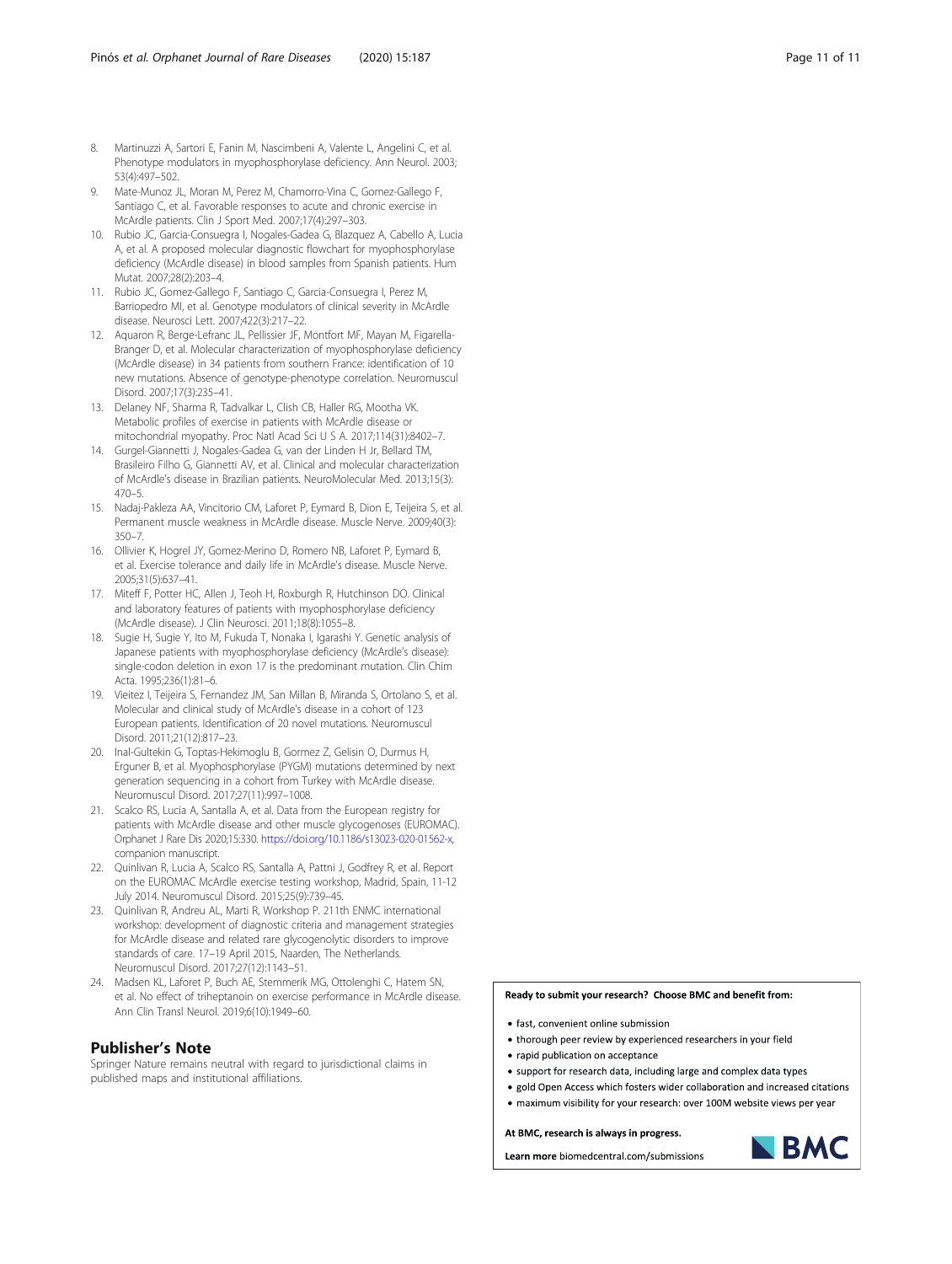8. Martinuzzi A, Sartori E, Fanin M, Nascimbeni A, Valente L, Angelini C, et al. Phenotype modulators in myophosphorylase deficiency. Ann Neurol. 2003; 53(4):497–502.
9. Mate-Munoz JL, Moran M, Perez M, Chamorro-Vina C, Gomez-Gallego F, Santiago C, et al. Favorable responses to acute and chronic exercise in McArdle patients. Clin J Sport Med. 2007;17(4):297–303.
10. Rubio JC, Garcia-Consuegra I, Nogales-Gadea G, Blazquez A, Cabello A, Lucia A, et al. A proposed molecular diagnostic flowchart for myophosphorylase deficiency (McArdle disease) in blood samples from Spanish patients. Hum Mutat. 2007;28(2):203–4.
11. Rubio JC, Gomez-Gallego F, Santiago C, Garcia-Consuegra I, Perez M, Barriopedro MI, et al. Genotype modulators of clinical severity in McArdle disease. Neurosci Lett. 2007;422(3):217–22.
12. Aquaron R, Berge-Lefranc JL, Pellissier JF, Montfort MF, Mayan M, Figarella-Branger D, et al. Molecular characterization of myophosphorylase deficiency (McArdle disease) in 34 patients from southern France: identification of 10 new mutations. Absence of genotype-phenotype correlation. Neuromuscul Disord. 2007;17(3):235–41.
13. Delaney NF, Sharma R, Tadvalkar L, Clish CB, Haller RG, Mootha VK. Metabolic profiles of exercise in patients with McArdle disease or mitochondrial myopathy. Proc Natl Acad Sci U S A. 2017;114(31):8402–7.
14. Gurgel-Giannetti J, Nogales-Gadea G, van der Linden H Jr, Bellard TM, Brasileiro Filho G, Giannetti AV, et al. Clinical and molecular characterization of McArdle's disease in Brazilian patients. NeuroMolecular Med. 2013;15(3): 470–5.
15. Nadaj-Pakleza AA, Vincitorio CM, Laforet P, Eymard B, Dion E, Teijeira S, et al. Permanent muscle weakness in McArdle disease. Muscle Nerve. 2009;40(3): 350–7.
16. Ollivier K, Hogrel JY, Gomez-Merino D, Romero NB, Laforet P, Eymard B, et al. Exercise tolerance and daily life in McArdle's disease. Muscle Nerve. 2005;31(5):637–41.
17. Miteff F, Potter HC, Allen J, Teoh H, Roxburgh R, Hutchinson DO. Clinical and laboratory features of patients with myophosphorylase deficiency (McArdle disease). J Clin Neurosci. 2011;18(8):1055–8.
18. Sugie H, Sugie Y, Ito M, Fukuda T, Nonaka I, Igarashi Y. Genetic analysis of Japanese patients with myophosphorylase deficiency (McArdle's disease): single-codon deletion in exon 17 is the predominant mutation. Clin Chim Acta. 1995;236(1):81–6.
19. Vieitez I, Teijeira S, Fernandez JM, San Millan B, Miranda S, Ortolano S, et al. Molecular and clinical study of McArdle's disease in a cohort of 123 European patients. Identification of 20 novel mutations. Neuromuscul Disord. 2011;21(12):817–23.
20. Inal-Gultekin G, Toptas-Hekimoglu B, Gormez Z, Gelisin O, Durmus H, Erguner B, et al. Myophosphorylase (PYGM) mutations determined by next generation sequencing in a cohort from Turkey with McArdle disease. Neuromuscul Disord. 2017;27(11):997–1008.
21. Scalco RS, Lucia A, Santalla A, et al. Data from the European registry for patients with McArdle disease and other muscle glycogenoses (EUROMAC). Orphanet J Rare Dis 2020;15:330. https://doi.org/10.1186/s13023-020-01562-x, companion manuscript.
22. Quinlivan R, Lucia A, Scalco RS, Santalla A, Pattni J, Godfrey R, et al. Report on the EUROMAC McArdle exercise testing workshop, Madrid, Spain, 11-12 July 2014. Neuromuscul Disord. 2015;25(9):739–45.
23. Quinlivan R, Andreu AL, Marti R, Workshop P. 211th ENMC international workshop: development of diagnostic criteria and management strategies for McArdle disease and related rare glycogenolytic disorders to improve standards of care. 17–19 April 2015, Naarden, The Netherlands. Neuromuscul Disord. 2017;27(12):1143–51.
24. Madsen KL, Laforet P, Buch AE, Stemmerik MG, Ottolenghi C, Hatem SN, et al. No effect of triheptanoin on exercise performance in McArdle disease. Ann Clin Transl Neurol. 2019;6(10):1949–60.

## Publisher's Note

Springer Nature remains neutral with regard to jurisdictional claims in published maps and institutional affiliations.

**Ready to submit your research? Choose BMC and benefit from:**

- fast, convenient online submission
- thorough peer review by experienced researchers in your field
- rapid publication on acceptance
- support for research data, including large and complex data types
- gold Open Access which fosters wider collaboration and increased citations
- maximum visibility for your research: over 100M website views per year

**At BMC, research is always in progress.**

**Learn more** biomedcentral.com/submissions

BMC